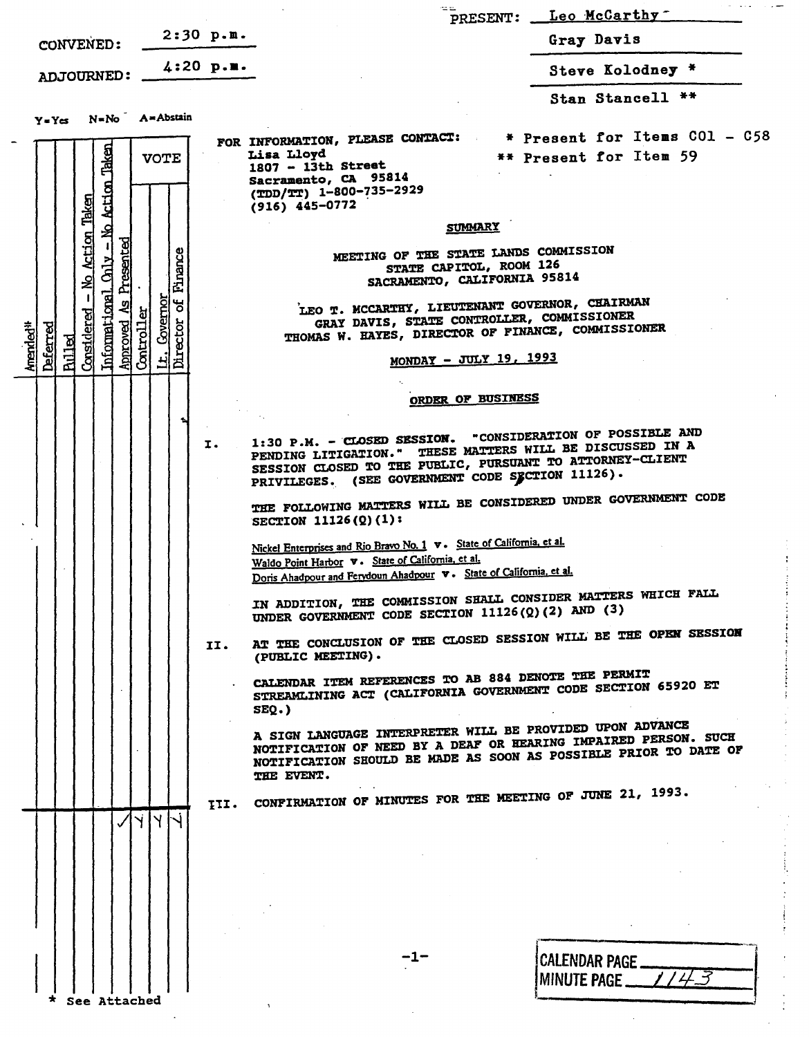CONVENED: 2:30 p.m.

ADJOURNED: 4:20 p.m.

PRESENT: Leo McCarthy

Gray Davis

Steve Kolodney *

Stan Stancell **

\* Present for Items C01 - C58

** Present for Item 59

Y=Yes N=No A=Abstain

FOR INFORMATION, PLEASE CONTACT:
Lisa Lloyd
1807 - 13th Street
Sacramento, CA 95814
(TDD/TT) 1-800-735-2929
(916) 445-0772

## SUMMARY

### MEETING OF THE STATE LANDS COMMISSION
### STATE CAPITOL, ROOM 126
### SACRAMENTO, CALIFORNIA 95814

LEO T. MCCARTHY, LIEUTENANT GOVERNOR, CHAIRMAN
GRAY DAVIS, STATE CONTROLLER, COMMISSIONER
THOMAS W. HAYES, DIRECTOR OF FINANCE, COMMISSIONER

MONDAY - JULY 19, 1993

## ORDER OF BUSINESS

I. 1:30 P.M. - CLOSED SESSION. "CONSIDERATION OF POSSIBLE AND PENDING LITIGATION." THESE MATTERS WILL BE DISCUSSED IN A SESSION CLOSED TO THE PUBLIC, PURSUANT TO ATTORNEY-CLIENT PRIVILEGES. (SEE GOVERNMENT CODE SECTION 11126).

THE FOLLOWING MATTERS WILL BE CONSIDERED UNDER GOVERNMENT CODE SECTION 11126(Q)(1):

Nickel Enterprises and Rio Bravo No. 1 v. State of California, et al.
Waldo Point Harbor v. State of California, et al.
Doris Ahadpour and Ferydoun Ahadpour v. State of California, et al.

IN ADDITION, THE COMMISSION SHALL CONSIDER MATTERS WHICH FALL UNDER GOVERNMENT CODE SECTION 11126(Q)(2) AND (3)

II. AT THE CONCLUSION OF THE CLOSED SESSION WILL BE THE OPEN SESSION (PUBLIC MEETING).

CALENDAR ITEM REFERENCES TO AB 884 DENOTE THE PERMIT STREAMLINING ACT (CALIFORNIA GOVERNMENT CODE SECTION 65920 ET SEQ.)

A SIGN LANGUAGE INTERPRETER WILL BE PROVIDED UPON ADVANCE NOTIFICATION OF NEED BY A DEAF OR HEARING IMPAIRED PERSON. SUCH NOTIFICATION SHOULD BE MADE AS SOON AS POSSIBLE PRIOR TO DATE OF THE EVENT.

III. CONFIRMATION OF MINUTES FOR THE MEETING OF JUNE 21, 1993.

| Item | Amended* | Deferred | Pulled | Considered - No Action Taken | Informational Only - No Action Taken | Approved As Presented | VOTE: Controller | VOTE: Lt. Governor | VOTE: Director of Finance |
|---|---|---|---|---|---|---|---|---|---|
| III. | | | | | | ✓ | Y | Y | Y |

\* See Attached

CALENDAR PAGE ______
MINUTE PAGE 1143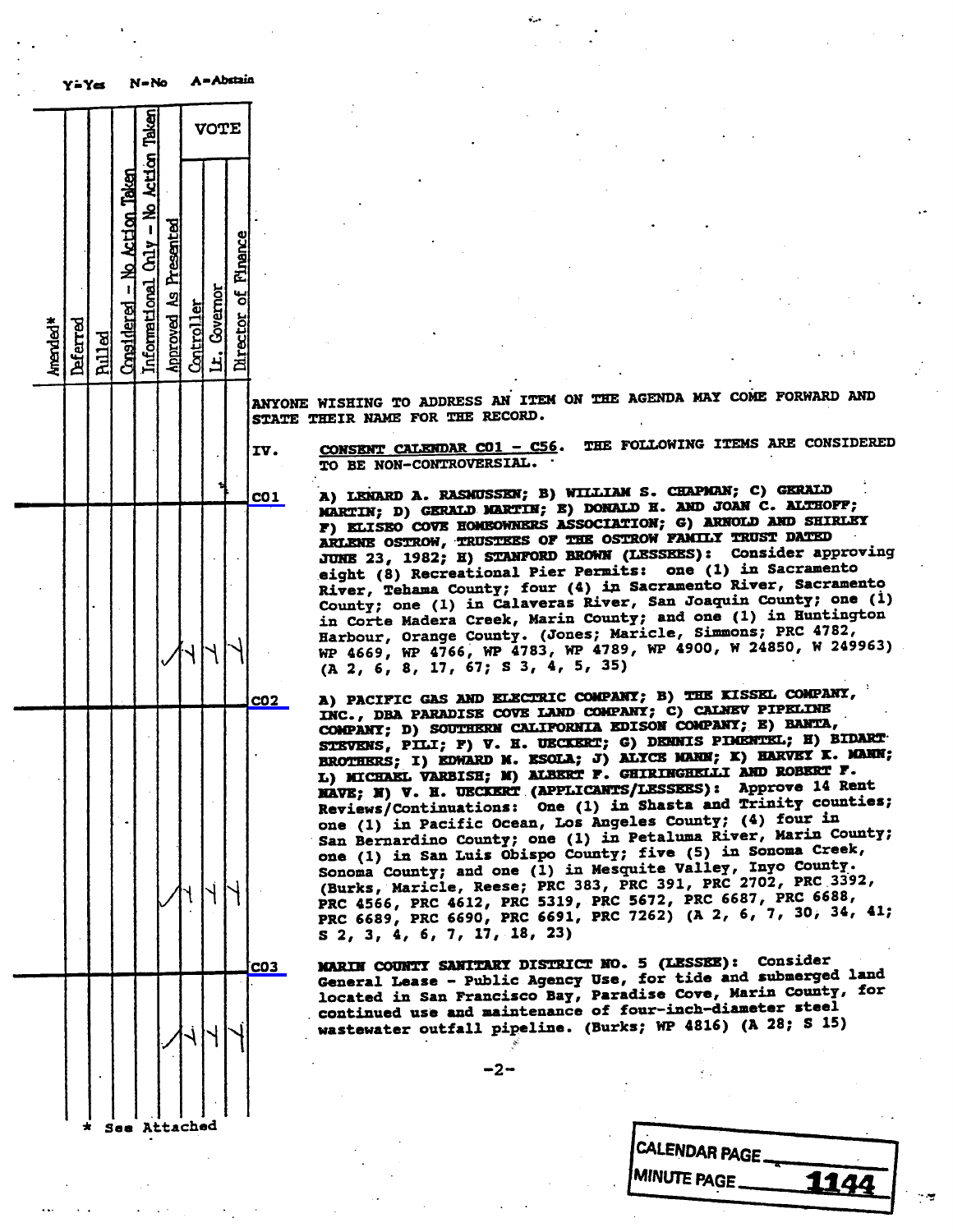Y=Yes N=No A=Abstain

| Amended* | Deferred | Pulled | Considered - No Action Taken | Informational Only - No Action Taken | Approved As Presented | VOTE: Controller | VOTE: Lt. Governor | VOTE: Director of Finance | Item |
|---|---|---|---|---|---|---|---|---|---|
| | | | | | | | | | ANYONE WISHING TO ADDRESS AN ITEM ON THE AGENDA MAY COME FORWARD AND STATE THEIR NAME FOR THE RECORD. |
| | | | | | | | | | IV. CONSENT CALENDAR C01 - C56. THE FOLLOWING ITEMS ARE CONSIDERED TO BE NON-CONTROVERSIAL. |
| | | | | | ✓ | Y | Y | Y | C01 A) LENARD A. RASMUSSEN; B) WILLIAM S. CHAPMAN; C) GERALD MARTIN; D) GERALD MARTIN; E) DONALD H. AND JOAN C. ALTHOFF; F) ELISEO COVE HOMEOWNERS ASSOCIATION; G) ARNOLD AND SHIRLEY ARLENE OSTROW, TRUSTEES OF THE OSTROW FAMILY TRUST DATED JUNE 23, 1982; H) STANFORD BROWN (LESSEES): Consider approving eight (8) Recreational Pier Permits: one (1) in Sacramento River, Tehama County; four (4) in Sacramento River, Sacramento County; one (1) in Calaveras River, San Joaquin County; one (1) in Corte Madera Creek, Marin County; and one (1) in Huntington Harbour, Orange County. (Jones; Maricle, Simmons; PRC 4782, WP 4669, WP 4766, WP 4783, WP 4789, WP 4900, W 24850, W 249963) (A 2, 6, 8, 17, 67; S 3, 4, 5, 35) |
| | | | | | ✓ | Y | Y | Y | C02 A) PACIFIC GAS AND ELECTRIC COMPANY; B) THE KISSEL COMPANY, INC., DBA PARADISE COVE LAND COMPANY; C) CALNEV PIPELINE COMPANY; D) SOUTHERN CALIFORNIA EDISON COMPANY; E) BANTA, STEVENS, PILI; F) V. H. UECKERT; G) DENNIS PIMENTEL; H) BIDART BROTHERS; I) EDWARD M. ESOLA; J) ALYCE MANN; K) HARVEY K. MANN; L) MICHAEL VARBISH; M) ALBERT F. GHIRINGHELLI AND ROBERT F. MAVE; N) V. H. UECKERT (APPLICANTS/LESSEES): Approve 14 Rent Reviews/Continuations: One (1) in Shasta and Trinity counties; one (1) in Pacific Ocean, Los Angeles County; (4) four in San Bernardino County; one (1) in Petaluma River, Marin County; one (1) in San Luis Obispo County; five (5) in Sonoma Creek, Sonoma County; and one (1) in Mesquite Valley, Inyo County. (Burks, Maricle, Reese; PRC 383, PRC 391, PRC 2702, PRC 3392, PRC 4566, PRC 4612, PRC 5319, PRC 5672, PRC 6687, PRC 6688, PRC 6689, PRC 6690, PRC 6691, PRC 7262) (A 2, 6, 7, 30, 34, 41; S 2, 3, 4, 6, 7, 17, 18, 23) |
| | | | | | ✓ | Y | Y | Y | C03 MARIN COUNTY SANITARY DISTRICT NO. 5 (LESSEE): Consider General Lease - Public Agency Use, for tide and submerged land located in San Francisco Bay, Paradise Cove, Marin County, for continued use and maintenance of four-inch-diameter steel wastewater outfall pipeline. (Burks; WP 4816) (A 28; S 15) |

\* See Attached

CALENDAR PAGE ____

MINUTE PAGE 1144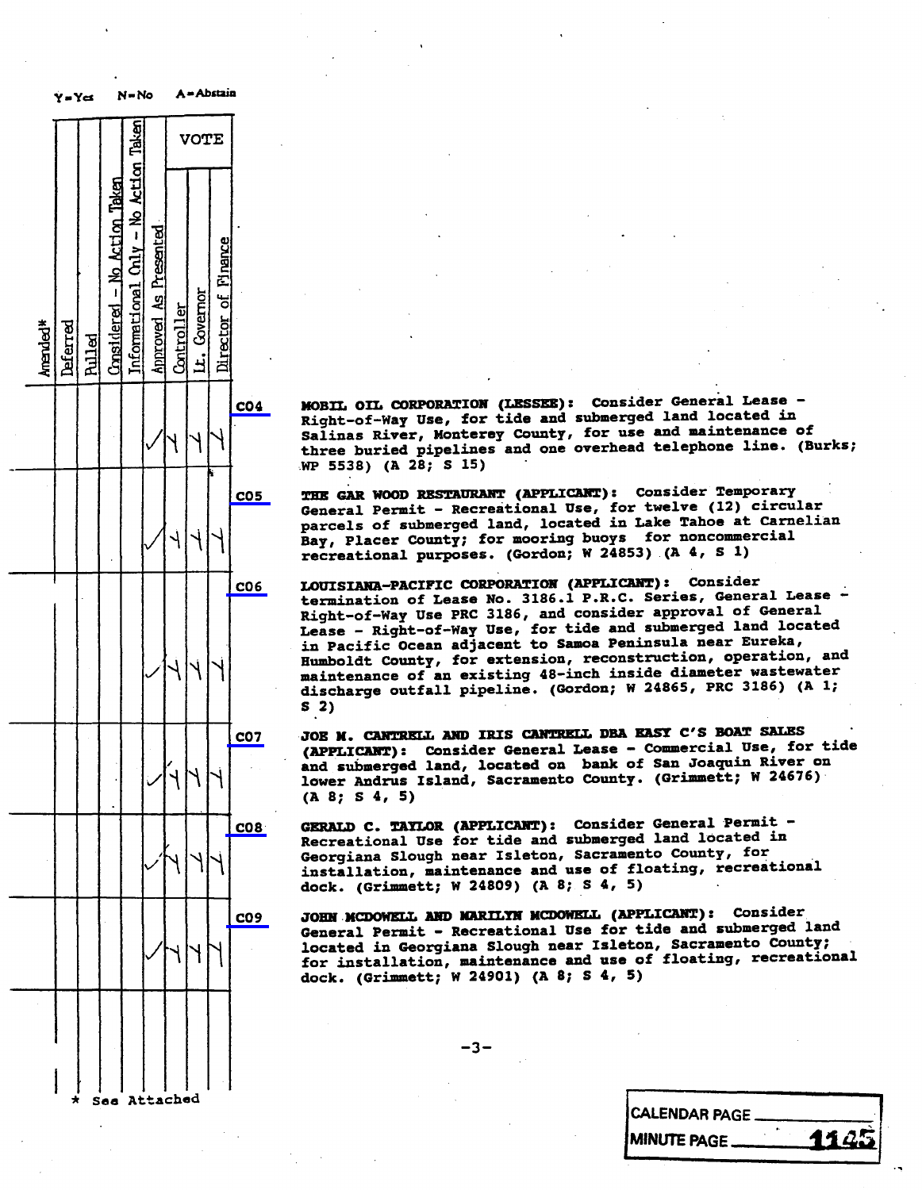Y=Yes N=No A=Abstain

| Amended* | Deferred | Pulled | Considered - No Action Taken | Informational Only - No Action Taken | Approved As Presented | Controller | Lt. Governor | Director of Finance | Item | Description |
|---|---|---|---|---|---|---|---|---|---|---|
| | | | | | ✓ | Y | Y | Y | C04 | **MOBIL OIL CORPORATION (LESSEE):** Consider General Lease - Right-of-Way Use, for tide and submerged land located in Salinas River, Monterey County, for use and maintenance of three buried pipelines and one overhead telephone line. (Burks; WP 5538) (A 28; S 15) |
| | | | | | ✓ | Y | Y | Y | C05 | **THE GAR WOOD RESTAURANT (APPLICANT):** Consider Temporary General Permit - Recreational Use, for twelve (12) circular parcels of submerged land, located in Lake Tahoe at Carnelian Bay, Placer County; for mooring buoys for noncommercial recreational purposes. (Gordon; W 24853) (A 4, S 1) |
| | | | | | ✓ | Y | Y | Y | C06 | **LOUISIANA-PACIFIC CORPORATION (APPLICANT):** Consider termination of Lease No. 3186.1 P.R.C. Series, General Lease - Right-of-Way Use PRC 3186, and consider approval of General Lease - Right-of-Way Use, for tide and submerged land located in Pacific Ocean adjacent to Samoa Peninsula near Eureka, Humboldt County, for extension, reconstruction, operation, and maintenance of an existing 48-inch inside diameter wastewater discharge outfall pipeline. (Gordon; W 24865, PRC 3186) (A 1; S 2) |
| | | | | | ✓ | Y | Y | Y | C07 | **JOE M. CANTRELL AND IRIS CANTRELL DBA EASY C'S BOAT SALES (APPLICANT):** Consider General Lease - Commercial Use, for tide and submerged land, located on bank of San Joaquin River on lower Andrus Island, Sacramento County. (Grimmett; W 24676) (A 8; S 4, 5) |
| | | | | | ✓ | Y | Y | Y | C08 | **GERALD C. TAYLOR (APPLICANT):** Consider General Permit - Recreational Use for tide and submerged land located in Georgiana Slough near Isleton, Sacramento County, for installation, maintenance and use of floating, recreational dock. (Grimmett; W 24809) (A 8; S 4, 5) |
| | | | | | ✓ | Y | Y | Y | C09 | **JOHN MCDOWELL AND MARILYN MCDOWELL (APPLICANT):** Consider General Permit - Recreational Use for tide and submerged land located in Georgiana Slough near Isleton, Sacramento County; for installation, maintenance and use of floating, recreational dock. (Grimmett; W 24901) (A 8; S 4, 5) |

\* See Attached

CALENDAR PAGE ____

MINUTE PAGE 1145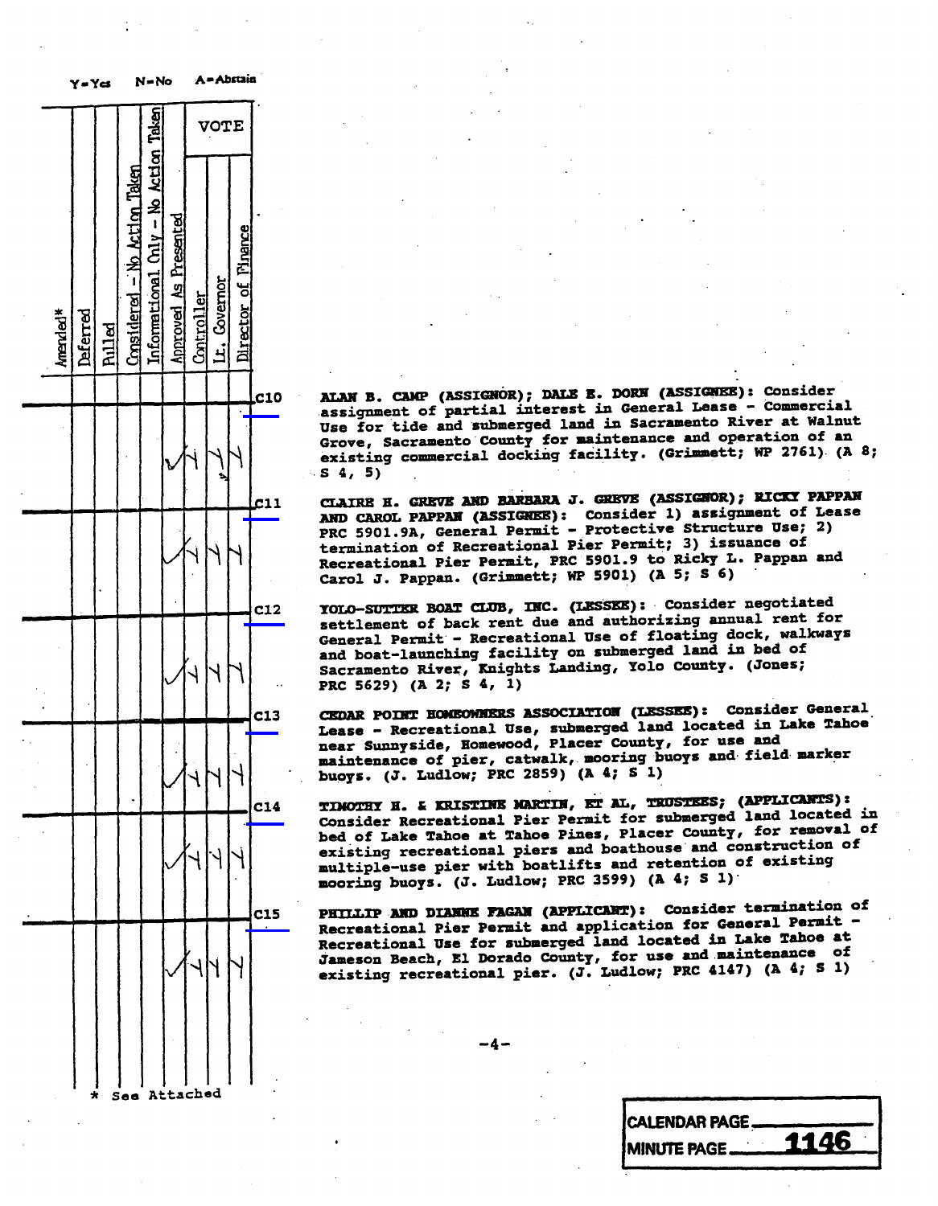Y=Yes N=No A=Abstain

| Amended* | Deferred | Pulled | Considered - No Action Taken | Informational Only - No Action Taken | Approved As Presented | VOTE: Controller | VOTE: Lt. Governor | VOTE: Director of Finance | Item | Description |
|---|---|---|---|---|---|---|---|---|---|---|
| | | | | | ✓ | Y | Y | Y | C10 | **ALAN B. CAMP (ASSIGNOR); DALE E. DORN (ASSIGNEE):** Consider assignment of partial interest in General Lease - Commercial Use for tide and submerged land in Sacramento River at Walnut Grove, Sacramento County for maintenance and operation of an existing commercial docking facility. (Grimmett; WP 2761) (A 8; S 4, 5) |
| | | | | | ✓ | Y | Y | Y | C11 | **CLAIRE H. GREVE AND BARBARA J. GREVE (ASSIGNOR); RICKY PAPPAN AND CAROL PAPPAN (ASSIGNEE):** Consider 1) assignment of Lease PRC 5901.9A, General Permit - Protective Structure Use; 2) termination of Recreational Pier Permit; 3) issuance of Recreational Pier Permit, PRC 5901.9 to Ricky L. Pappan and Carol J. Pappan. (Grimmett; WP 5901) (A 5; S 6) |
| | | | | | ✓ | Y | Y | Y | C12 | **YOLO-SUTTER BOAT CLUB, INC. (LESSEE):** Consider negotiated settlement of back rent due and authorizing annual rent for General Permit - Recreational Use of floating dock, walkways and boat-launching facility on submerged land in bed of Sacramento River, Knights Landing, Yolo County. (Jones; PRC 5629) (A 2; S 4, 1) |
| | | | | | ✓ | Y | Y | Y | C13 | **CEDAR POINT HOMEOWNERS ASSOCIATION (LESSEE):** Consider General Lease - Recreational Use, submerged land located in Lake Tahoe near Sunnyside, Homewood, Placer County, for use and maintenance of pier, catwalk, mooring buoys and field marker buoys. (J. Ludlow; PRC 2859) (A 4; S 1) |
| | | | | | ✓ | Y | Y | Y | C14 | **TIMOTHY H. & KRISTINE MARTIN, ET AL, TRUSTEES; (APPLICANTS):** Consider Recreational Pier Permit for submerged land located in bed of Lake Tahoe at Tahoe Pines, Placer County, for removal of existing recreational piers and boathouse and construction of multiple-use pier with boatlifts and retention of existing mooring buoys. (J. Ludlow; PRC 3599) (A 4; S 1) |
| | | | | | ✓ | Y | Y | Y | C15 | **PHILLIP AND DIANNE FAGAN (APPLICANT):** Consider termination of Recreational Pier Permit and application for General Permit - Recreational Use for submerged land located in Lake Tahoe at Jameson Beach, El Dorado County, for use and maintenance of existing recreational pier. (J. Ludlow; PRC 4147) (A 4; S 1) |

\* See Attached

CALENDAR PAGE

MINUTE PAGE 1146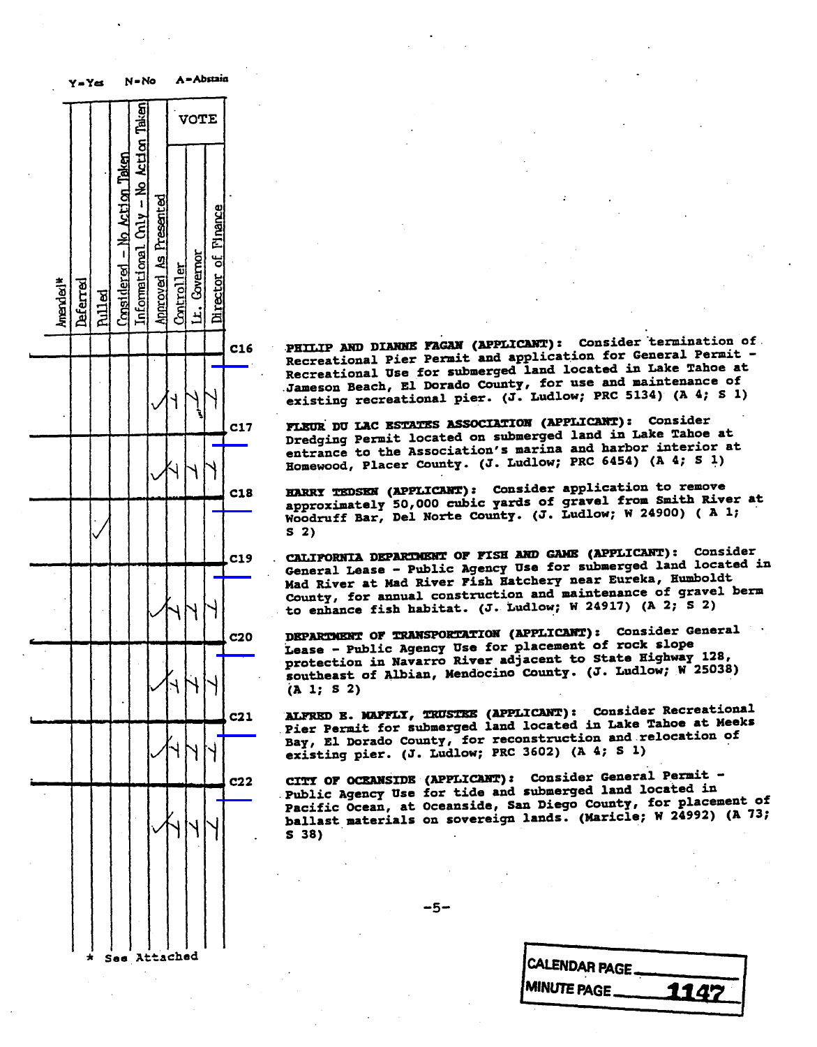Y=Yes N=No A=Abstain

| Item | Amended* | Deferred | Pulled | Considered - No Action Taken | Informational Only - No Action Taken | Approved As Presented | VOTE: Controller | VOTE: Lt. Governor | VOTE: Director of Finance | Description |
|---|---|---|---|---|---|---|---|---|---|---|
| C16 | | | | | | ✓ | Y | Y | Y | **PHILIP AND DIANNE FAGAN (APPLICANT):** Consider termination of Recreational Pier Permit and application for General Permit - Recreational Use for submerged land located in Lake Tahoe at Jameson Beach, El Dorado County, for use and maintenance of existing recreational pier. (J. Ludlow; PRC 5134) (A 4; S 1) |
| C17 | | | | | | ✓ | Y | Y | Y | **FLEUR DU LAC ESTATES ASSOCIATION (APPLICANT):** Consider Dredging Permit located on submerged land in Lake Tahoe at entrance to the Association's marina and harbor interior at Homewood, Placer County. (J. Ludlow; PRC 6454) (A 4; S 1) |
| C18 | | | ✓ | | | | | | | **HARRY TEDSEN (APPLICANT):** Consider application to remove approximately 50,000 cubic yards of gravel from Smith River at Woodruff Bar, Del Norte County. (J. Ludlow; W 24900) ( A 1; S 2) |
| C19 | | | | | | ✓ | Y | Y | Y | **CALIFORNIA DEPARTMENT OF FISH AND GAME (APPLICANT):** Consider General Lease - Public Agency Use for submerged land located in Mad River at Mad River Fish Hatchery near Eureka, Humboldt County, for annual construction and maintenance of gravel berm to enhance fish habitat. (J. Ludlow; W 24917) (A 2; S 2) |
| C20 | | | | | | ✓ | Y | Y | Y | **DEPARTMENT OF TRANSPORTATION (APPLICANT):** Consider General Lease - Public Agency Use for placement of rock slope protection in Navarro River adjacent to State Highway 128, southeast of Albian, Mendocino County. (J. Ludlow; W 25038) (A 1; S 2) |
| C21 | | | | | | ✓ | Y | Y | Y | **ALFRED E. MAFFLY, TRUSTEE (APPLICANT):** Consider Recreational Pier Permit for submerged land located in Lake Tahoe at Meeks Bay, El Dorado County, for reconstruction and relocation of existing pier. (J. Ludlow; PRC 3602) (A 4; S 1) |
| C22 | | | | | | ✓ | Y | Y | Y | **CITY OF OCEANSIDE (APPLICANT):** Consider General Permit - Public Agency Use for tide and submerged land located in Pacific Ocean, at Oceanside, San Diego County, for placement of ballast materials on sovereign lands. (Maricle; W 24992) (A 73; S 38) |

\* See Attached

CALENDAR PAGE ______
MINUTE PAGE 1147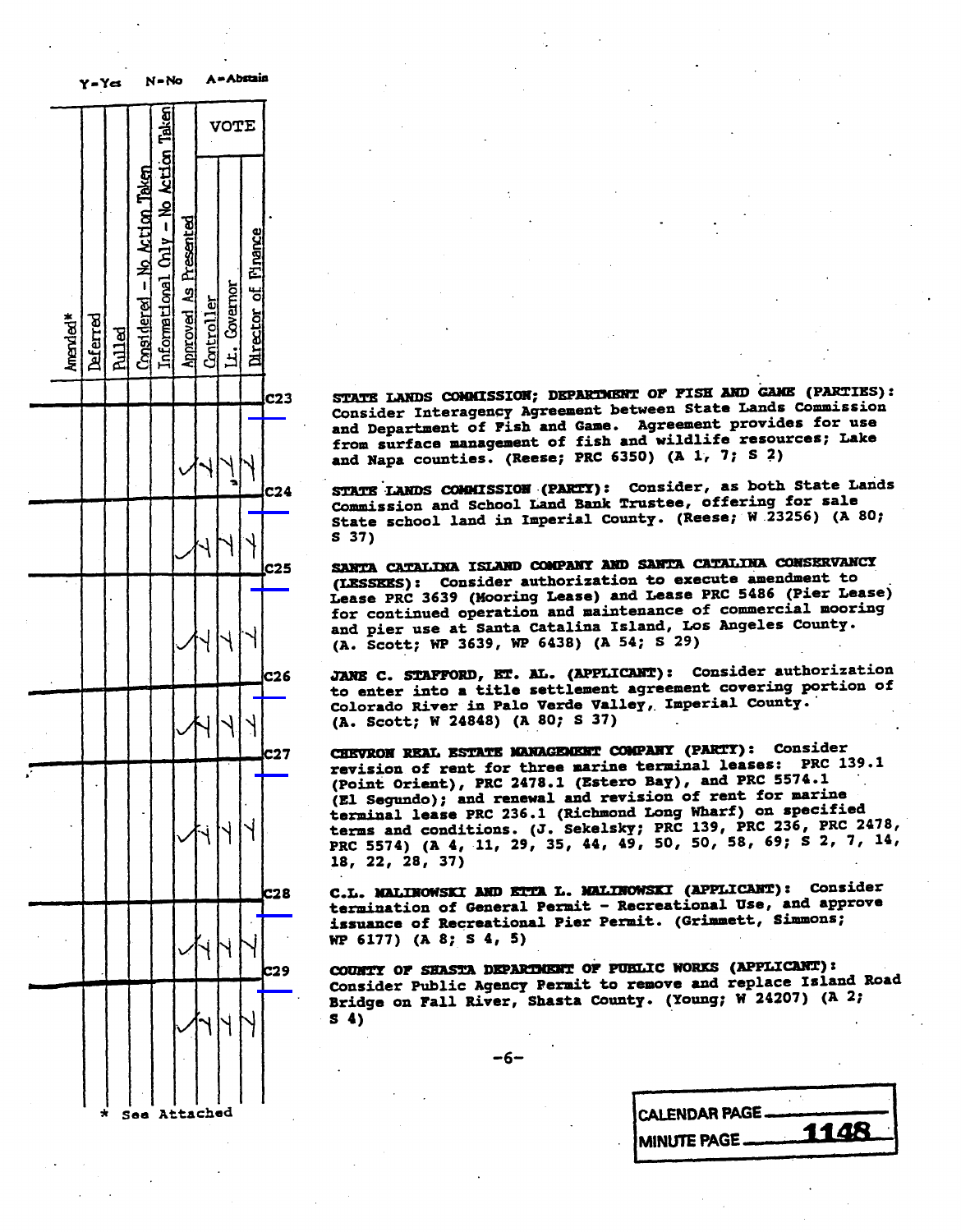Y=Yes N=No A=Abstain

| Amended* | Deferred | Pulled | Considered - No Action Taken | Informational Only - No Action Taken | Approved As Presented | VOTE: Controller | VOTE: Lt. Governor | VOTE: Director of Finance | Item | Description |
|---|---|---|---|---|---|---|---|---|---|---|
| | | | | | ✓ | Y | Y | Y | C23 | **STATE LANDS COMMISSION; DEPARTMENT OF FISH AND GAME (PARTIES):** Consider Interagency Agreement between State Lands Commission and Department of Fish and Game. Agreement provides for use from surface management of fish and wildlife resources; Lake and Napa counties. (Reese; PRC 6350) (A 1, 7; S 2) |
| | | | | | ✓ | Y | Y | Y | C24 | **STATE LANDS COMMISSION (PARTY):** Consider, as both State Lands Commission and School Land Bank Trustee, offering for sale State school land in Imperial County. (Reese; W 23256) (A 80; S 37) |
| | | | | | ✓ | Y | Y | Y | C25 | **SANTA CATALINA ISLAND COMPANY AND SANTA CATALINA CONSERVANCY (LESSEES):** Consider authorization to execute amendment to Lease PRC 3639 (Mooring Lease) and Lease PRC 5486 (Pier Lease) for continued operation and maintenance of commercial mooring and pier use at Santa Catalina Island, Los Angeles County. (A. Scott; WP 3639, WP 6438) (A 54; S 29) |
| | | | | | ✓ | Y | Y | Y | C26 | **JANE C. STAFFORD, ET. AL. (APPLICANT):** Consider authorization to enter into a title settlement agreement covering portion of Colorado River in Palo Verde Valley, Imperial County. (A. Scott; W 24848) (A 80; S 37) |
| | | | | | ✓ | Y | Y | Y | C27 | **CHEVRON REAL ESTATE MANAGEMENT COMPANY (PARTY):** Consider revision of rent for three marine terminal leases: PRC 139.1 (Point Orient), PRC 2478.1 (Estero Bay), and PRC 5574.1 (El Segundo); and renewal and revision of rent for marine terminal lease PRC 236.1 (Richmond Long Wharf) on specified terms and conditions. (J. Sekelsky; PRC 139, PRC 236, PRC 2478, PRC 5574) (A 4, 11, 29, 35, 44, 49, 50, 50, 58, 69; S 2, 7, 14, 18, 22, 28, 37) |
| | | | | | ✓ | Y | Y | Y | C28 | **C.L. MALINOWSKI AND ETTA L. MALINOWSKI (APPLICANT):** Consider termination of General Permit - Recreational Use, and approve issuance of Recreational Pier Permit. (Grimmett, Simmons; WP 6177) (A 8; S 4, 5) |
| | | | | | ✓ | Y | Y | Y | C29 | **COUNTY OF SHASTA DEPARTMENT OF PUBLIC WORKS (APPLICANT):** Consider Public Agency Permit to remove and replace Island Road Bridge on Fall River, Shasta County. (Young; W 24207) (A 2; S 4) |

\* See Attached

CALENDAR PAGE
MINUTE PAGE 1148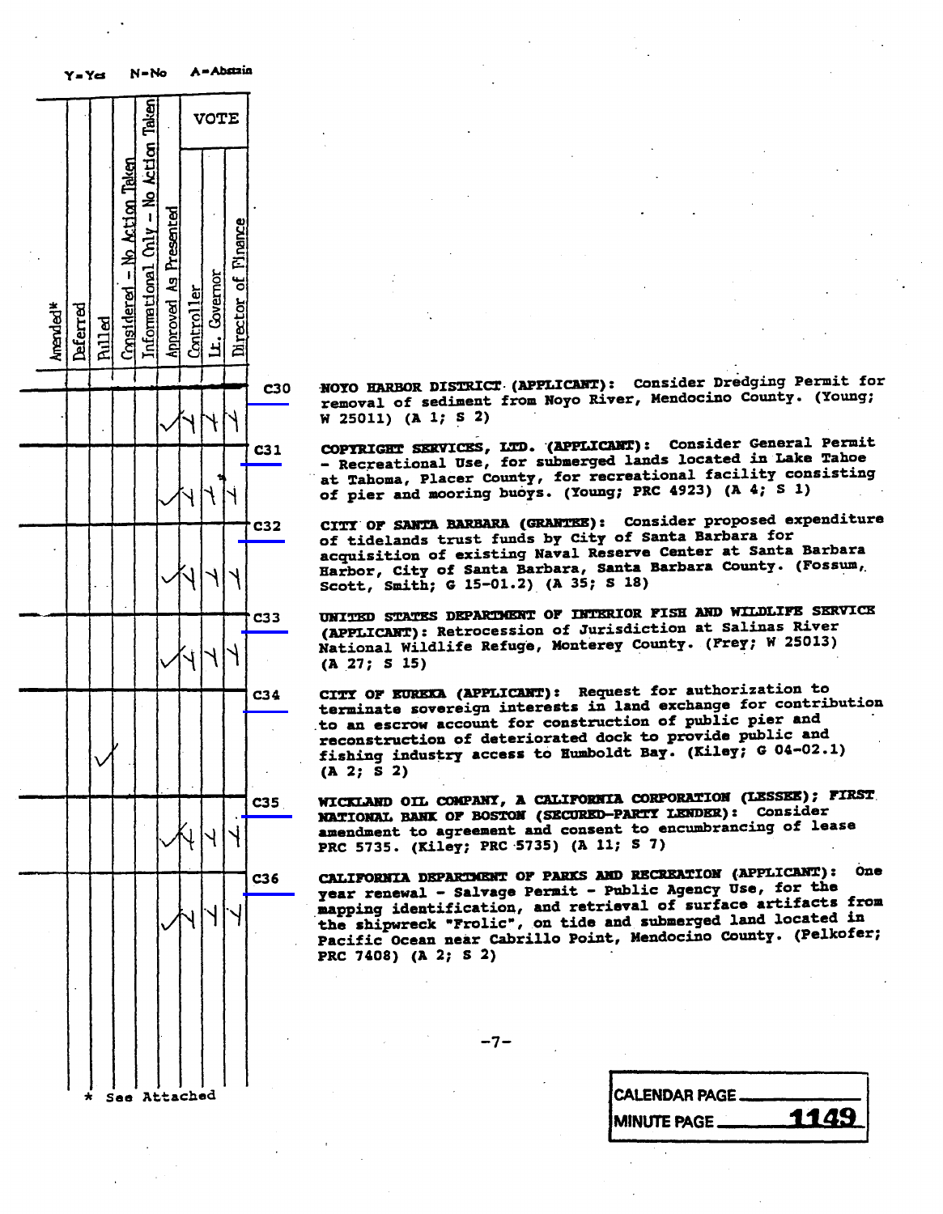Y=Yes N=No A=Abstain

| Item | Amended* | Deferred | Pulled | Considered - No Action Taken | Informational Only - No Action Taken | Approved As Presented | VOTE: Controller | VOTE: Lt. Governor | VOTE: Director of Finance | Description |
|---|---|---|---|---|---|---|---|---|---|---|
| C30 | | | | | | ✓ | Y | Y | Y | **NOYO HARBOR DISTRICT (APPLICANT):** Consider Dredging Permit for removal of sediment from Noyo River, Mendocino County. (Young; W 25011) (A 1; S 2) |
| C31 | | | | | | ✓ | Y | Y | Y | **COPYRIGHT SERVICES, LTD. (APPLICANT):** Consider General Permit - Recreational Use, for submerged lands located in Lake Tahoe at Tahoma, Placer County, for recreational facility consisting of pier and mooring buoys. (Young; PRC 4923) (A 4; S 1) |
| C32 | | | | | | ✓ | Y | Y | Y | **CITY OF SANTA BARBARA (GRANTEE):** Consider proposed expenditure of tidelands trust funds by City of Santa Barbara for acquisition of existing Naval Reserve Center at Santa Barbara Harbor, City of Santa Barbara, Santa Barbara County. (Fossum, Scott, Smith; G 15-01.2) (A 35; S 18) |
| C33 | | | | | | ✓ | Y | Y | Y | **UNITED STATES DEPARTMENT OF INTERIOR FISH AND WILDLIFE SERVICE (APPLICANT):** Retrocession of Jurisdiction at Salinas River National Wildlife Refuge, Monterey County. (Frey; W 25013) (A 27; S 15) |
| C34 | | | ✓ | | | | | | | **CITY OF EUREKA (APPLICANT):** Request for authorization to terminate sovereign interests in land exchange for contribution to an escrow account for construction of public pier and reconstruction of deteriorated dock to provide public and fishing industry access to Humboldt Bay. (Kiley; G 04-02.1) (A 2; S 2) |
| C35 | | | | | | ✓ | Y | Y | Y | **WICKLAND OIL COMPANY, A CALIFORNIA CORPORATION (LESSEE); FIRST NATIONAL BANK OF BOSTON (SECURED-PARTY LENDER):** Consider amendment to agreement and consent to encumbrancing of lease PRC 5735. (Kiley; PRC 5735) (A 11; S 7) |
| C36 | | | | | | ✓ | Y | Y | Y | **CALIFORNIA DEPARTMENT OF PARKS AND RECREATION (APPLICANT):** One year renewal - Salvage Permit - Public Agency Use, for the mapping identification, and retrieval of surface artifacts from the shipwreck "Frolic", on tide and submerged land located in Pacific Ocean near Cabrillo Point, Mendocino County. (Pelkofer; PRC 7408) (A 2; S 2) |

\* See Attached

CALENDAR PAGE

MINUTE PAGE 1149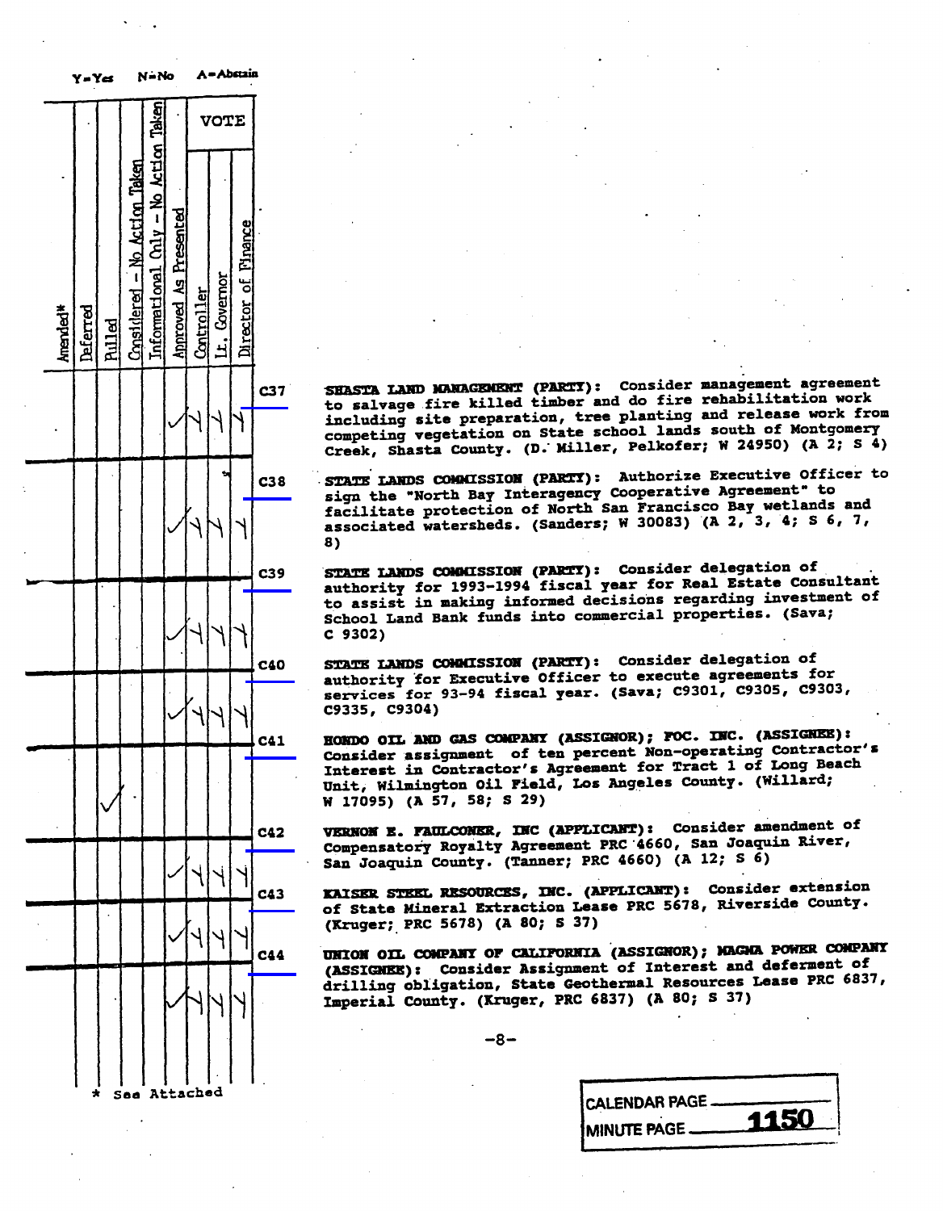Y=Yes N=No A=Abstain

| Amended* | Deferred | Pulled | Considered – No Action Taken | Informational Only – No Action Taken | Approved As Presented | VOTE Controller | Lt. Governor | Director of Finance | Item | Description |
|---|---|---|---|---|---|---|---|---|---|---|
| | | | | | ✓ | Y | Y | Y | C37 | **SHASTA LAND MANAGEMENT (PARTY):** Consider management agreement to salvage fire killed timber and do fire rehabilitation work including site preparation, tree planting and release work from competing vegetation on State school lands south of Montgomery Creek, Shasta County. (D. Miller, Pelkofer; W 24950) (A 2; S 4) |
| | | | | | ✓ | Y | Y | Y | C38 | **STATE LANDS COMMISSION (PARTY):** Authorize Executive Officer to sign the "North Bay Interagency Cooperative Agreement" to facilitate protection of North San Francisco Bay wetlands and associated watersheds. (Sanders; W 30083) (A 2, 3, 4; S 6, 7, 8) |
| | | | | | ✓ | Y | Y | Y | C39 | **STATE LANDS COMMISSION (PARTY):** Consider delegation of authority for 1993-1994 fiscal year for Real Estate Consultant to assist in making informed decisions regarding investment of School Land Bank funds into commercial properties. (Sava; C 9302) |
| | | | | | ✓ | Y | Y | Y | C40 | **STATE LANDS COMMISSION (PARTY):** Consider delegation of authority for Executive Officer to execute agreements for services for 93-94 fiscal year. (Sava; C9301, C9305, C9303, C9335, C9304) |
| | | ✓ | | | | | | | C41 | **HONDO OIL AND GAS COMPANY (ASSIGNOR); FOC. INC. (ASSIGNEE):** Consider assignment of ten percent Non-operating Contractor's Interest in Contractor's Agreement for Tract 1 of Long Beach Unit, Wilmington Oil Field, Los Angeles County. (Willard; W 17095) (A 57, 58; S 29) |
| | | | | | ✓ | Y | Y | Y | C42 | **VERNON E. FAULCONER, INC (APPLICANT):** Consider amendment of Compensatory Royalty Agreement PRC 4660, San Joaquin River, San Joaquin County. (Tanner; PRC 4660) (A 12; S 6) |
| | | | | | ✓ | Y | Y | Y | C43 | **KAISER STEEL RESOURCES, INC. (APPLICANT):** Consider extension of State Mineral Extraction Lease PRC 5678, Riverside County. (Kruger; PRC 5678) (A 80; S 37) |
| | | | | | ✓ | Y | Y | Y | C44 | **UNION OIL COMPANY OF CALIFORNIA (ASSIGNOR); MAGMA POWER COMPANY (ASSIGNEE):** Consider Assignment of Interest and deferment of drilling obligation, State Geothermal Resources Lease PRC 6837, Imperial County. (Kruger, PRC 6837) (A 80; S 37) |

\* See Attached

CALENDAR PAGE

MINUTE PAGE 1150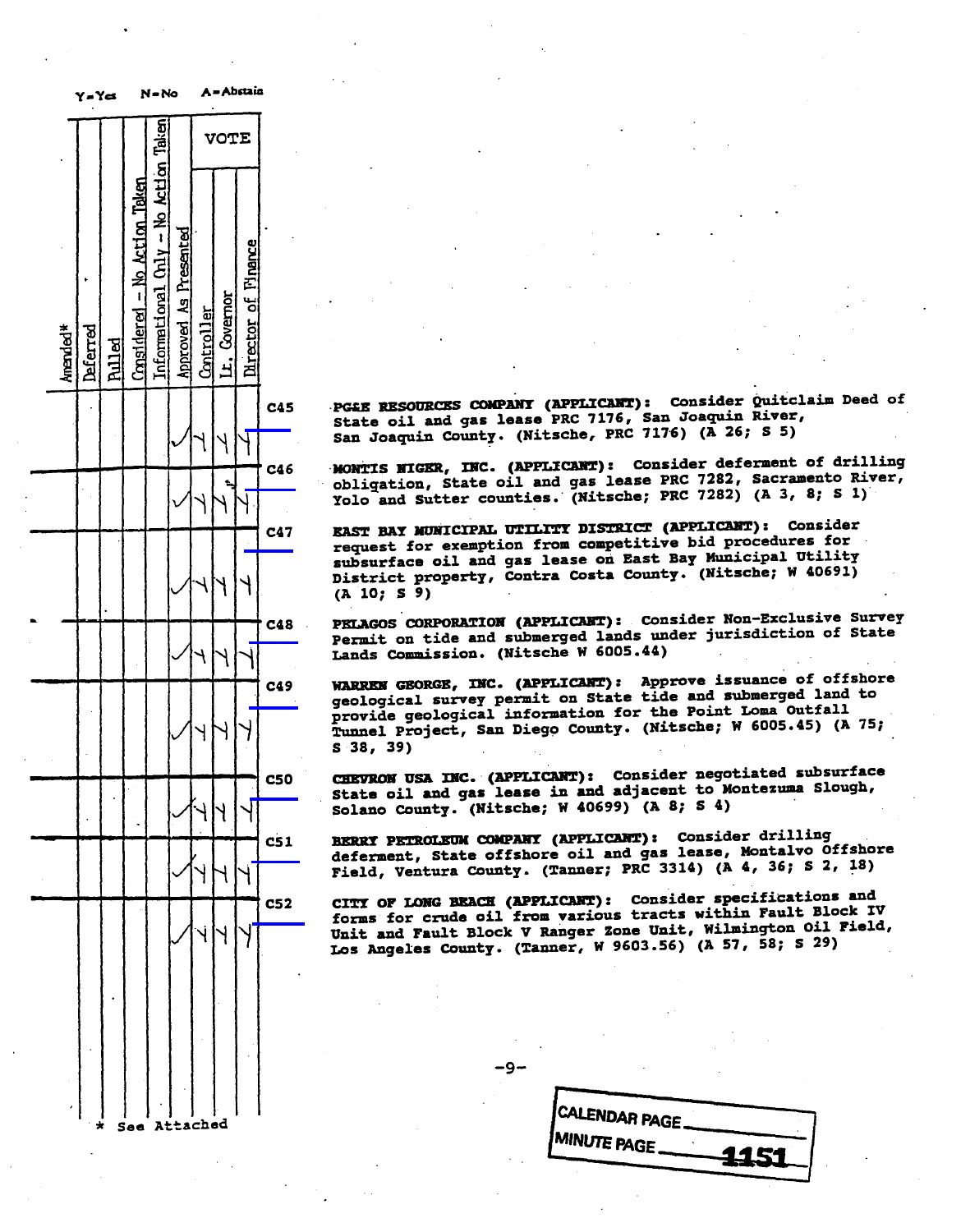Y=Yes N=No A=Abstain

| Amended* | Deferred | Pulled | Considered - No Action Taken | Informational Only - No Action Taken | Approved As Presented | VOTE: Controller | VOTE: Lt. Governor | VOTE: Director of Finance | Item | Description |
|---|---|---|---|---|---|---|---|---|---|---|
| | | | | | ✓ | Y | Y | Y | C45 | **PG&E RESOURCES COMPANY (APPLICANT):** Consider Quitclaim Deed of State oil and gas lease PRC 7176, San Joaquin River, San Joaquin County. (Nitsche, PRC 7176) (A 26; S 5) |
| | | | | | ✓ | Y | Y | Y | C46 | **MONTIS NIGER, INC. (APPLICANT):** Consider deferment of drilling obligation, State oil and gas lease PRC 7282, Sacramento River, Yolo and Sutter counties. (Nitsche; PRC 7282) (A 3, 8; S 1) |
| | | | | | ✓ | Y | Y | Y | C47 | **EAST BAY MUNICIPAL UTILITY DISTRICT (APPLICANT):** Consider request for exemption from competitive bid procedures for subsurface oil and gas lease on East Bay Municipal Utility District property, Contra Costa County. (Nitsche; W 40691) (A 10; S 9) |
| | | | | | ✓ | Y | Y | Y | C48 | **PELAGOS CORPORATION (APPLICANT):** Consider Non-Exclusive Survey Permit on tide and submerged lands under jurisdiction of State Lands Commission. (Nitsche W 6005.44) |
| | | | | | ✓ | Y | Y | Y | C49 | **WARREN GEORGE, INC. (APPLICANT):** Approve issuance of offshore geological survey permit on State tide and submerged land to provide geological information for the Point Loma Outfall Tunnel Project, San Diego County. (Nitsche; W 6005.45) (A 75; S 38, 39) |
| | | | | | ✓ | Y | Y | Y | C50 | **CHEVRON USA INC. (APPLICANT):** Consider negotiated subsurface State oil and gas lease in and adjacent to Montezuma Slough, Solano County. (Nitsche; W 40699) (A 8; S 4) |
| | | | | | ✓ | Y | Y | Y | C51 | **BERRY PETROLEUM COMPANY (APPLICANT):** Consider drilling deferment, State offshore oil and gas lease, Montalvo Offshore Field, Ventura County. (Tanner; PRC 3314) (A 4, 36; S 2, 18) |
| | | | | | ✓ | Y | Y | Y | C52 | **CITY OF LONG BEACH (APPLICANT):** Consider specifications and forms for crude oil from various tracts within Fault Block IV Unit and Fault Block V Ranger Zone Unit, Wilmington Oil Field, Los Angeles County. (Tanner, W 9603.56) (A 57, 58; S 29) |

\* See Attached

CALENDAR PAGE ____

MINUTE PAGE 1151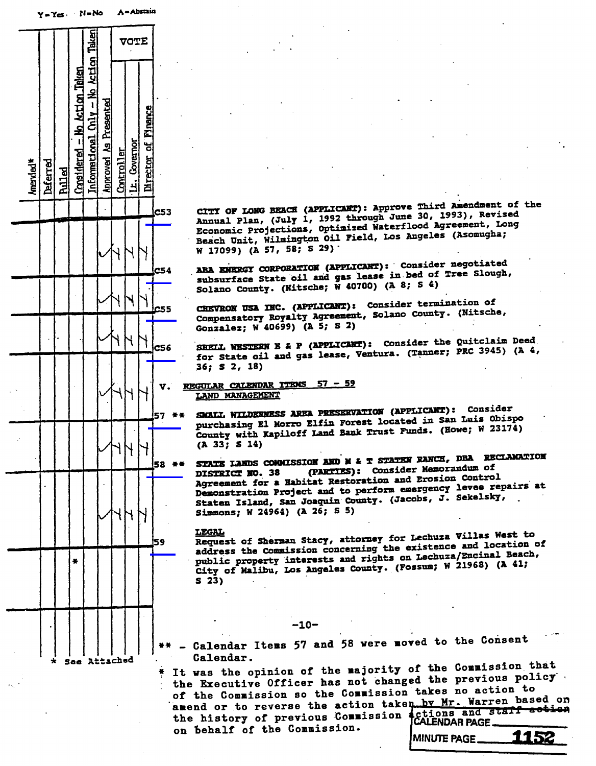Y=Yes N=No A=Abstain

| Amended* | Deferred | Pulled | Considered - No Action Taken | Informational Only - No Action Taken | Approved As Presented | VOTE: Controller | VOTE: Lt. Governor | VOTE: Director of Finance | Item | Description |
|---|---|---|---|---|---|---|---|---|---|---|
| | | | | | ✓ | Y | Y | Y | C53 | **CITY OF LONG BEACH (APPLICANT):** Approve Third Amendment of the Annual Plan, (July 1, 1992 through June 30, 1993), Revised Economic Projections, Optimized Waterflood Agreement, Long Beach Unit, Wilmington Oil Field, Los Angeles (Asomugha; W 17099) (A 57, 58; S 29) |
| | | | | | ✓ | Y | Y | Y | C54 | **ARA ENERGY CORPORATION (APPLICANT):** Consider negotiated subsurface State oil and gas lease in bed of Tree Slough, Solano County. (Nitsche; W 40700) (A 8; S 4) |
| | | | | | ✓ | Y | Y | Y | C55 | **CHEVRON USA INC. (APPLICANT):** Consider termination of Compensatory Royalty Agreement, Solano County. (Nitsche, Gonzalez; W 40699) (A 5; S 2) |
| | | | | | ✓ | Y | Y | Y | C56 | **SHELL WESTERN E & P (APPLICANT):** Consider the Quitclaim Deed for State oil and gas lease, Ventura. (Tanner; PRC 3945) (A 4, 36; S 2, 18) |
| | | | | | | | | | V. | **REGULAR CALENDAR ITEMS 57 - 59** **LAND MANAGEMENT** |
| | | | | | ✓ | Y | Y | Y | 57 ** | **SMALL WILDERNESS AREA PRESERVATION (APPLICANT):** Consider purchasing El Morro Elfin Forest located in San Luis Obispo County with Kapiloff Land Bank Trust Funds. (Howe; W 23174) (A 33; S 14) |
| | | | | | ✓ | Y | Y | Y | 58 ** | **STATE LANDS COMMISSION AND M & T STATEN RANCH, DBA RECLAMATION DISTRICT NO. 38 (PARTIES):** Consider Memorandum of Agreement for a Habitat Restoration and Erosion Control Demonstration Project and to perform emergency levee repairs at Staten Island, San Joaquin County. (Jacobs, J. Sekelsky, Simmons; W 24964) (A 26; S 5) |
| | | | * | | | | | | 59 | **LEGAL** Request of Sherman Stacy, attorney for Lechuza Villas West to address the Commission concerning the existence and location of public property interests and rights on Lechuza/Encinal Beach, City of Malibu, Los Angeles County. (Fossum; W 21968) (A 41; S 23) |

\* See Attached

** - Calendar Items 57 and 58 were moved to the Consent Calendar.

\* It was the opinion of the majority of the Commission that the Executive Officer has not changed the previous policy of the Commission so the Commission takes no action to amend or to reverse the action taken by Mr. Warren based on the history of previous Commission actions and ~~staff action~~ on behalf of the Commission.

CALENDAR PAGE

MINUTE PAGE 1152